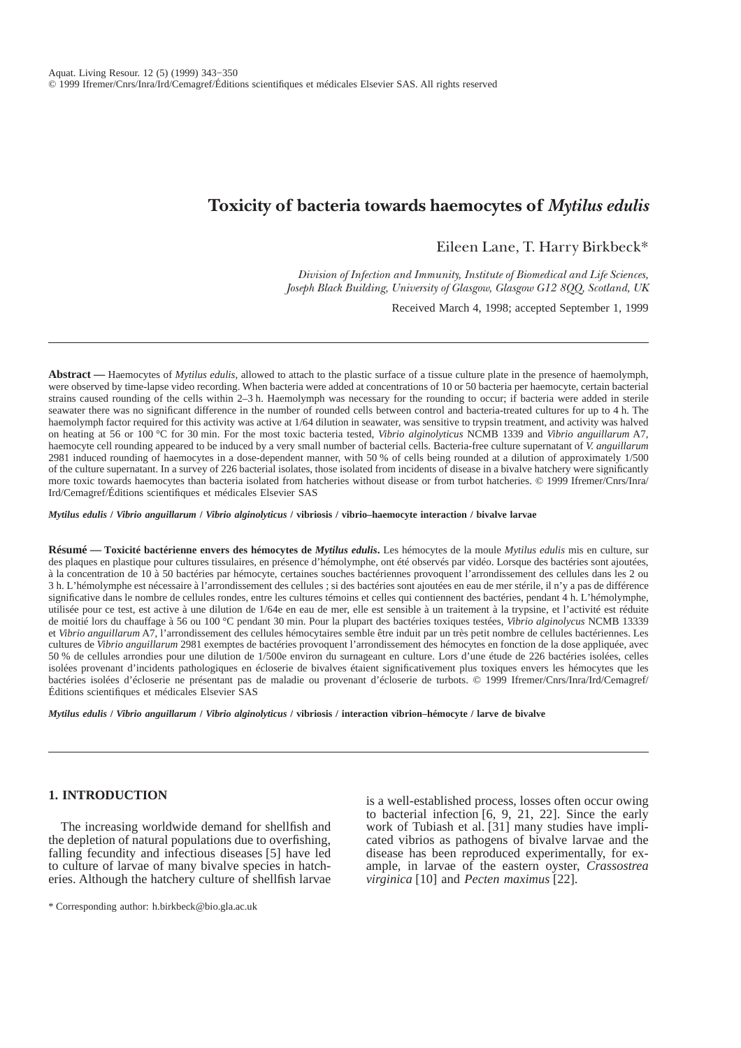# Toxicity of bacteria towards haemocytes of *Mytilus edulis*

Eileen Lane, T. Harry Birkbeck*

*Division of Infection and Immunity, Institute of Biomedical and Life Sciences, Joseph Black Building, University of Glasgow, Glasgow G12 8QQ, Scotland, UK*

Received March 4, 1998; accepted September 1, 1999

---

**Abstract —** Haemocytes of *Mytilus edulis*, allowed to attach to the plastic surface of a tissue culture plate in the presence of haemolymph, were observed by time-lapse video recording. When bacteria were added at concentrations of 10 or 50 bacteria per haemocyte, certain bacterial strains caused rounding of the cells within 2–3 h. Haemolymph was necessary for the rounding to occur; if bacteria were added in sterile seawater there was no significant difference in the number of rounded cells between control and bacteria-treated cultures for up to 4 h. The haemolymph factor required for this activity was active at 1/64 dilution in seawater, was sensitive to trypsin treatment, and activity was halved on heating at 56 or 100 °C for 30 min. For the most toxic bacteria tested, *Vibrio alginolyticus* NCMB 1339 and *Vibrio anguillarum* A7, haemocyte cell rounding appeared to be induced by a very small number of bacterial cells. Bacteria-free culture supernatant of *V. anguillarum* 2981 induced rounding of haemocytes in a dose-dependent manner, with 50 % of cells being rounded at a dilution of approximately 1/500 of the culture supernatant. In a survey of 226 bacterial isolates, those isolated from incidents of disease in a bivalve hatchery were significantly more toxic towards haemocytes than bacteria isolated from hatcheries without disease or from turbot hatcheries. © 1999 Ifremer/Cnrs/Inra/Ird/Cemagref/Éditions scientifiques et médicales Elsevier SAS

***Mytilus edulis* / *Vibrio anguillarum* / *Vibrio alginolyticus* / vibriosis / vibrio–haemocyte interaction / bivalve larvae**

**Résumé — Toxicité bactérienne envers des hémocytes de *Mytilus edulis*.** Les hémocytes de la moule *Mytilus edulis* mis en culture, sur des plaques en plastique pour cultures tissulaires, en présence d'hémolymphe, ont été observés par vidéo. Lorsque des bactéries sont ajoutées, à la concentration de 10 à 50 bactéries par hémocyte, certaines souches bactériennes provoquent l'arrondissement des cellules dans les 2 ou 3 h. L'hémolymphe est nécessaire à l'arrondissement des cellules ; si des bactéries sont ajoutées en eau de mer stérile, il n'y a pas de différence significative dans le nombre de cellules rondes, entre les cultures témoins et celles qui contiennent des bactéries, pendant 4 h. L'hémolymphe, utilisée pour ce test, est active à une dilution de 1/64e en eau de mer, elle est sensible à un traitement à la trypsine, et l'activité est réduite de moitié lors du chauffage à 56 ou 100 °C pendant 30 min. Pour la plupart des bactéries toxiques testées, *Vibrio alginolycus* NCMB 13339 et *Vibrio anguillarum* A7, l'arrondissement des cellules hémocytaires semble être induit par un très petit nombre de cellules bactériennes. Les cultures de *Vibrio anguillarum* 2981 exemptes de bactéries provoquent l'arrondissement des hémocytes en fonction de la dose appliquée, avec 50 % de cellules arrondies pour une dilution de 1/500e environ du surnageant en culture. Lors d'une étude de 226 bactéries isolées, celles isolées provenant d'incidents pathologiques en écloserie de bivalves étaient significativement plus toxiques envers les hémocytes que les bactéries isolées d'écloserie ne présentant pas de maladie ou provenant d'écloserie de turbots. © 1999 Ifremer/Cnrs/Inra/Ird/Cemagref/Éditions scientifiques et médicales Elsevier SAS

***Mytilus edulis* / *Vibrio anguillarum* / *Vibrio alginolyticus* / vibriosis / interaction vibrion–hémocyte / larve de bivalve**

---

## 1. INTRODUCTION

The increasing worldwide demand for shellfish and the depletion of natural populations due to overfishing, falling fecundity and infectious diseases [5] have led to culture of larvae of many bivalve species in hatcheries. Although the hatchery culture of shellfish larvae is a well-established process, losses often occur owing to bacterial infection [6, 9, 21, 22]. Since the early work of Tubiash et al. [31] many studies have implicated vibrios as pathogens of bivalve larvae and the disease has been reproduced experimentally, for example, in larvae of the eastern oyster, *Crassostrea virginica* [10] and *Pecten maximus* [22].

* Corresponding author: h.birkbeck@bio.gla.ac.uk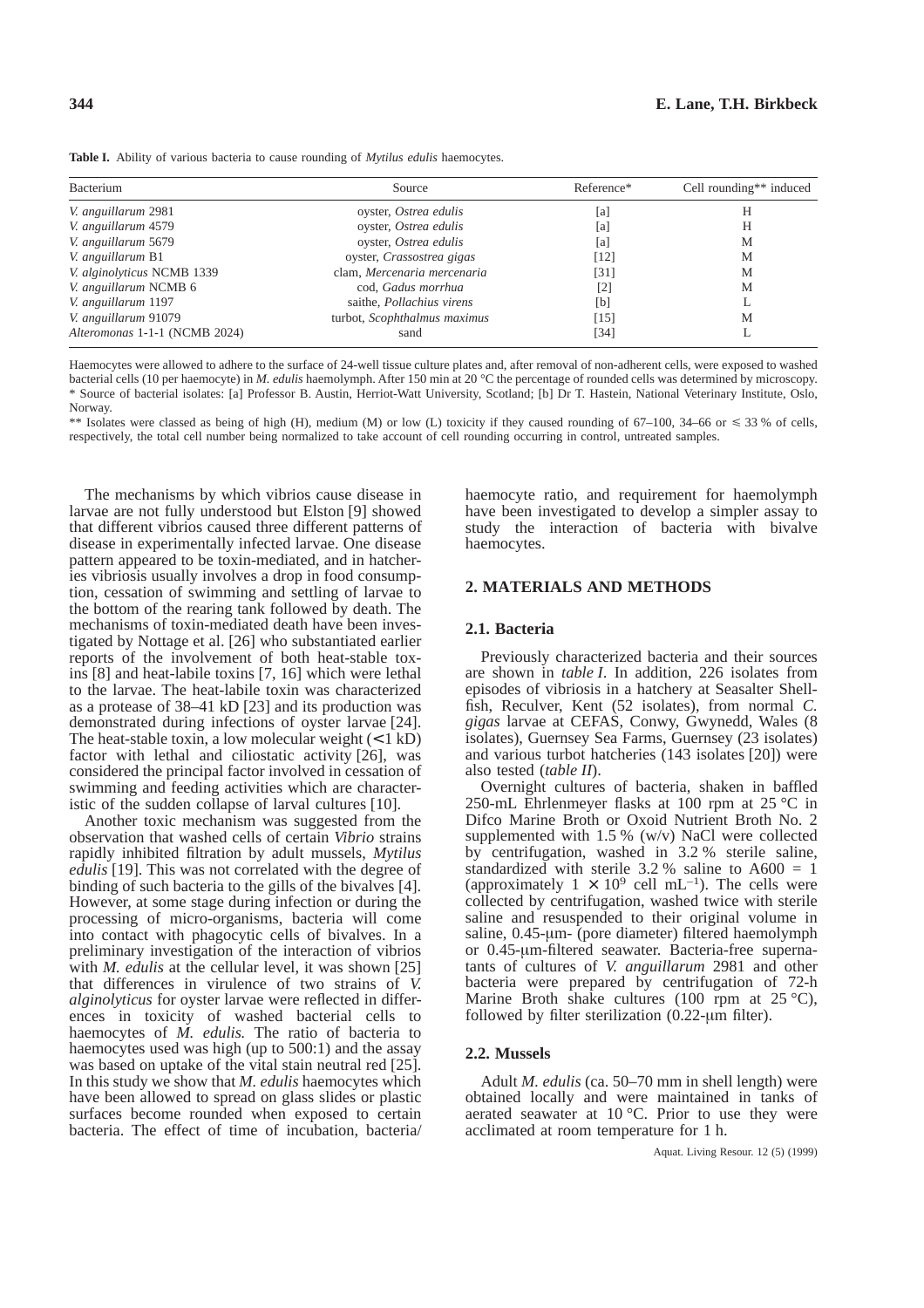**Table I.** Ability of various bacteria to cause rounding of *Mytilus edulis* haemocytes.

| Bacterium | Source | Reference* | Cell rounding** induced |
|---|---|---|---|
| *V. anguillarum* 2981 | oyster, *Ostrea edulis* | [a] | H |
| *V. anguillarum* 4579 | oyster, *Ostrea edulis* | [a] | H |
| *V. anguillarum* 5679 | oyster, *Ostrea edulis* | [a] | M |
| *V. anguillarum* B1 | oyster, *Crassostrea gigas* | [12] | M |
| *V. alginolyticus* NCMB 1339 | clam, *Mercenaria mercenaria* | [31] | M |
| *V. anguillarum* NCMB 6 | cod, *Gadus morrhua* | [2] | M |
| *V. anguillarum* 1197 | saithe, *Pollachius virens* | [b] | L |
| *V. anguillarum* 91079 | turbot, *Scophthalmus maximus* | [15] | M |
| *Alteromonas* 1-1-1 (NCMB 2024) | sand | [34] | L |

Haemocytes were allowed to adhere to the surface of 24-well tissue culture plates and, after removal of non-adherent cells, were exposed to washed bacterial cells (10 per haemocyte) in *M. edulis* haemolymph. After 150 min at 20 °C the percentage of rounded cells was determined by microscopy.
* Source of bacterial isolates: [a] Professor B. Austin, Herriot-Watt University, Scotland; [b] Dr T. Hastein, National Veterinary Institute, Oslo, Norway.
** Isolates were classed as being of high (H), medium (M) or low (L) toxicity if they caused rounding of 67–100, 34–66 or ≤ 33 % of cells, respectively, the total cell number being normalized to take account of cell rounding occurring in control, untreated samples.

The mechanisms by which vibrios cause disease in larvae are not fully understood but Elston [9] showed that different vibrios caused three different patterns of disease in experimentally infected larvae. One disease pattern appeared to be toxin-mediated, and in hatcheries vibriosis usually involves a drop in food consumption, cessation of swimming and settling of larvae to the bottom of the rearing tank followed by death. The mechanisms of toxin-mediated death have been investigated by Nottage et al. [26] who substantiated earlier reports of the involvement of both heat-stable toxins [8] and heat-labile toxins [7, 16] which were lethal to the larvae. The heat-labile toxin was characterized as a protease of 38–41 kD [23] and its production was demonstrated during infections of oyster larvae [24]. The heat-stable toxin, a low molecular weight (< 1 kD) factor with lethal and ciliostatic activity [26], was considered the principal factor involved in cessation of swimming and feeding activities which are characteristic of the sudden collapse of larval cultures [10].

Another toxic mechanism was suggested from the observation that washed cells of certain *Vibrio* strains rapidly inhibited filtration by adult mussels, *Mytilus edulis* [19]. This was not correlated with the degree of binding of such bacteria to the gills of the bivalves [4]. However, at some stage during infection or during the processing of micro-organisms, bacteria will come into contact with phagocytic cells of bivalves. In a preliminary investigation of the interaction of vibrios with *M. edulis* at the cellular level, it was shown [25] that differences in virulence of two strains of *V. alginolyticus* for oyster larvae were reflected in differences in toxicity of washed bacterial cells to haemocytes of *M. edulis.* The ratio of bacteria to haemocytes used was high (up to 500:1) and the assay was based on uptake of the vital stain neutral red [25]. In this study we show that *M. edulis* haemocytes which have been allowed to spread on glass slides or plastic surfaces become rounded when exposed to certain bacteria. The effect of time of incubation, bacteria/haemocyte ratio, and requirement for haemolymph have been investigated to develop a simpler assay to study the interaction of bacteria with bivalve haemocytes.

## 2. MATERIALS AND METHODS

### 2.1. Bacteria

Previously characterized bacteria and their sources are shown in *table I*. In addition, 226 isolates from episodes of vibriosis in a hatchery at Seasalter Shellfish, Reculver, Kent (52 isolates), from normal *C. gigas* larvae at CEFAS, Conwy, Gwynedd, Wales (8 isolates), Guernsey Sea Farms, Guernsey (23 isolates) and various turbot hatcheries (143 isolates [20]) were also tested (*table II*).

Overnight cultures of bacteria, shaken in baffled 250-mL Ehrlenmeyer flasks at 100 rpm at 25 °C in Difco Marine Broth or Oxoid Nutrient Broth No. 2 supplemented with 1.5 % (w/v) NaCl were collected by centrifugation, washed in 3.2 % sterile saline, standardized with sterile 3.2 % saline to A600 = 1 (approximately $1 \times 10^9$ cell $mL^{-1}$). The cells were collected by centrifugation, washed twice with sterile saline and resuspended to their original volume in saline, 0.45-µm- (pore diameter) filtered haemolymph or 0.45-µm-filtered seawater. Bacteria-free supernatants of cultures of *V. anguillarum* 2981 and other bacteria were prepared by centrifugation of 72-h Marine Broth shake cultures (100 rpm at 25 °C), followed by filter sterilization (0.22-µm filter).

### 2.2. Mussels

Adult *M. edulis* (ca. 50–70 mm in shell length) were obtained locally and were maintained in tanks of aerated seawater at 10 °C. Prior to use they were acclimated at room temperature for 1 h.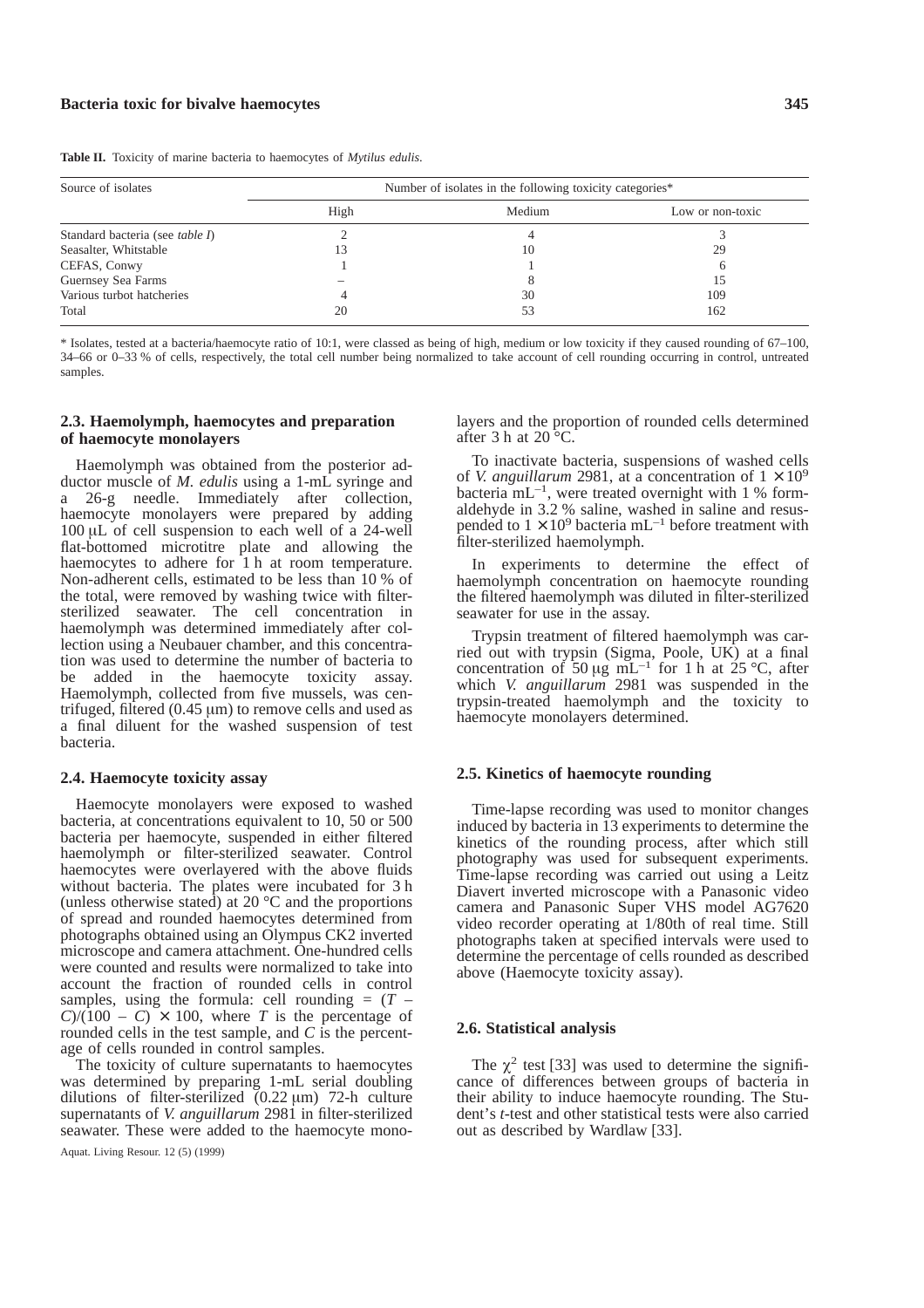**Table II.** Toxicity of marine bacteria to haemocytes of *Mytilus edulis*.

| Source of isolates | Number of isolates in the following toxicity categories* | | |
|---|---|---|---|
| | High | Medium | Low or non-toxic |
| Standard bacteria (see *table I*) | 2 | 4 | 3 |
| Seasalter, Whitstable | 13 | 10 | 29 |
| CEFAS, Conwy | 1 | 1 | 6 |
| Guernsey Sea Farms | – | 8 | 15 |
| Various turbot hatcheries | 4 | 30 | 109 |
| Total | 20 | 53 | 162 |

\* Isolates, tested at a bacteria/haemocyte ratio of 10:1, were classed as being of high, medium or low toxicity if they caused rounding of 67–100, 34–66 or 0–33 % of cells, respectively, the total cell number being normalized to take account of cell rounding occurring in control, untreated samples.

### 2.3. Haemolymph, haemocytes and preparation of haemocyte monolayers

Haemolymph was obtained from the posterior adductor muscle of *M. edulis* using a 1-mL syringe and a 26-g needle. Immediately after collection, haemocyte monolayers were prepared by adding 100 μL of cell suspension to each well of a 24-well flat-bottomed microtitre plate and allowing the haemocytes to adhere for 1 h at room temperature. Non-adherent cells, estimated to be less than 10 % of the total, were removed by washing twice with filter-sterilized seawater. The cell concentration in haemolymph was determined immediately after collection using a Neubauer chamber, and this concentration was used to determine the number of bacteria to be added in the haemocyte toxicity assay. Haemolymph, collected from five mussels, was centrifuged, filtered (0.45 μm) to remove cells and used as a final diluent for the washed suspension of test bacteria.

### 2.4. Haemocyte toxicity assay

Haemocyte monolayers were exposed to washed bacteria, at concentrations equivalent to 10, 50 or 500 bacteria per haemocyte, suspended in either filtered haemolymph or filter-sterilized seawater. Control haemocytes were overlayered with the above fluids without bacteria. The plates were incubated for 3 h (unless otherwise stated) at 20 °C and the proportions of spread and rounded haemocytes determined from photographs obtained using an Olympus CK2 inverted microscope and camera attachment. One-hundred cells were counted and results were normalized to take into account the fraction of rounded cells in control samples, using the formula: cell rounding = $(T - C)/(100 - C) \times 100$, where $T$ is the percentage of rounded cells in the test sample, and $C$ is the percentage of cells rounded in control samples.

The toxicity of culture supernatants to haemocytes was determined by preparing 1-mL serial doubling dilutions of filter-sterilized (0.22 μm) 72-h culture supernatants of *V. anguillarum* 2981 in filter-sterilized seawater. These were added to the haemocyte monolayers and the proportion of rounded cells determined after 3 h at 20 °C.

To inactivate bacteria, suspensions of washed cells of *V. anguillarum* 2981, at a concentration of $1 \times 10^9$ bacteria $mL^{-1}$, were treated overnight with 1 % formaldehyde in 3.2 % saline, washed in saline and resuspended to $1 \times 10^9$ bacteria $mL^{-1}$ before treatment with filter-sterilized haemolymph.

In experiments to determine the effect of haemolymph concentration on haemocyte rounding the filtered haemolymph was diluted in filter-sterilized seawater for use in the assay.

Trypsin treatment of filtered haemolymph was carried out with trypsin (Sigma, Poole, UK) at a final concentration of 50 μg $mL^{-1}$ for 1 h at 25 °C, after which *V. anguillarum* 2981 was suspended in the trypsin-treated haemolymph and the toxicity to haemocyte monolayers determined.

### 2.5. Kinetics of haemocyte rounding

Time-lapse recording was used to monitor changes induced by bacteria in 13 experiments to determine the kinetics of the rounding process, after which still photography was used for subsequent experiments. Time-lapse recording was carried out using a Leitz Diavert inverted microscope with a Panasonic video camera and Panasonic Super VHS model AG7620 video recorder operating at 1/80th of real time. Still photographs taken at specified intervals were used to determine the percentage of cells rounded as described above (Haemocyte toxicity assay).

### 2.6. Statistical analysis

The $\chi^2$ test [33] was used to determine the significance of differences between groups of bacteria in their ability to induce haemocyte rounding. The Student's *t*-test and other statistical tests were also carried out as described by Wardlaw [33].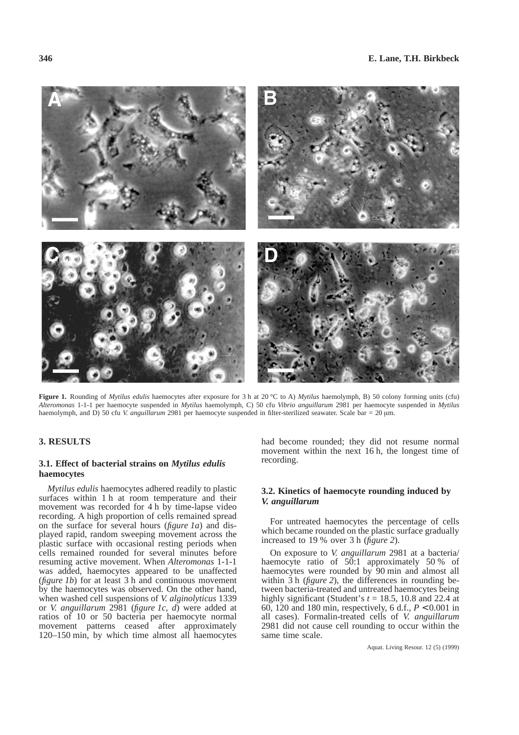**Figure 1.** Rounding of *Mytilus edulis* haemocytes after exposure for 3 h at 20 °C to A) *Mytilus* haemolymph, B) 50 colony forming units (cfu) *Alteromonas* 1-1-1 per haemocyte suspended in *Mytilus* haemolymph, C) 50 cfu *Vibrio anguillarum* 2981 per haemocyte suspended in *Mytilus* haemolymph, and D) 50 cfu *V. anguillarum* 2981 per haemocyte suspended in filter-sterilized seawater. Scale bar = 20 µm.

## 3. RESULTS

### 3.1. Effect of bacterial strains on *Mytilus edulis* haemocytes

*Mytilus edulis* haemocytes adhered readily to plastic surfaces within 1 h at room temperature and their movement was recorded for 4 h by time-lapse video recording. A high proportion of cells remained spread on the surface for several hours (*figure 1a*) and displayed rapid, random sweeping movement across the plastic surface with occasional resting periods when cells remained rounded for several minutes before resuming active movement. When *Alteromonas* 1-1-1 was added, haemocytes appeared to be unaffected (*figure 1b*) for at least 3 h and continuous movement by the haemocytes was observed. On the other hand, when washed cell suspensions of *V. alginolyticus* 1339 or *V. anguillarum* 2981 (*figure 1c*, *d*) were added at ratios of 10 or 50 bacteria per haemocyte normal movement patterns ceased after approximately 120–150 min, by which time almost all haemocytes had become rounded; they did not resume normal movement within the next 16 h, the longest time of recording.

### 3.2. Kinetics of haemocyte rounding induced by *V. anguillarum*

For untreated haemocytes the percentage of cells which became rounded on the plastic surface gradually increased to 19 % over 3 h (*figure 2*).

On exposure to *V. anguillarum* 2981 at a bacteria/haemocyte ratio of 50:1 approximately 50 % of haemocytes were rounded by 90 min and almost all within 3 h (*figure 2*), the differences in rounding between bacteria-treated and untreated haemocytes being highly significant (Student's $t = 18.5$, 10.8 and 22.4 at 60, 120 and 180 min, respectively, 6 d.f., $P < 0.001$ in all cases). Formalin-treated cells of *V. anguillarum* 2981 did not cause cell rounding to occur within the same time scale.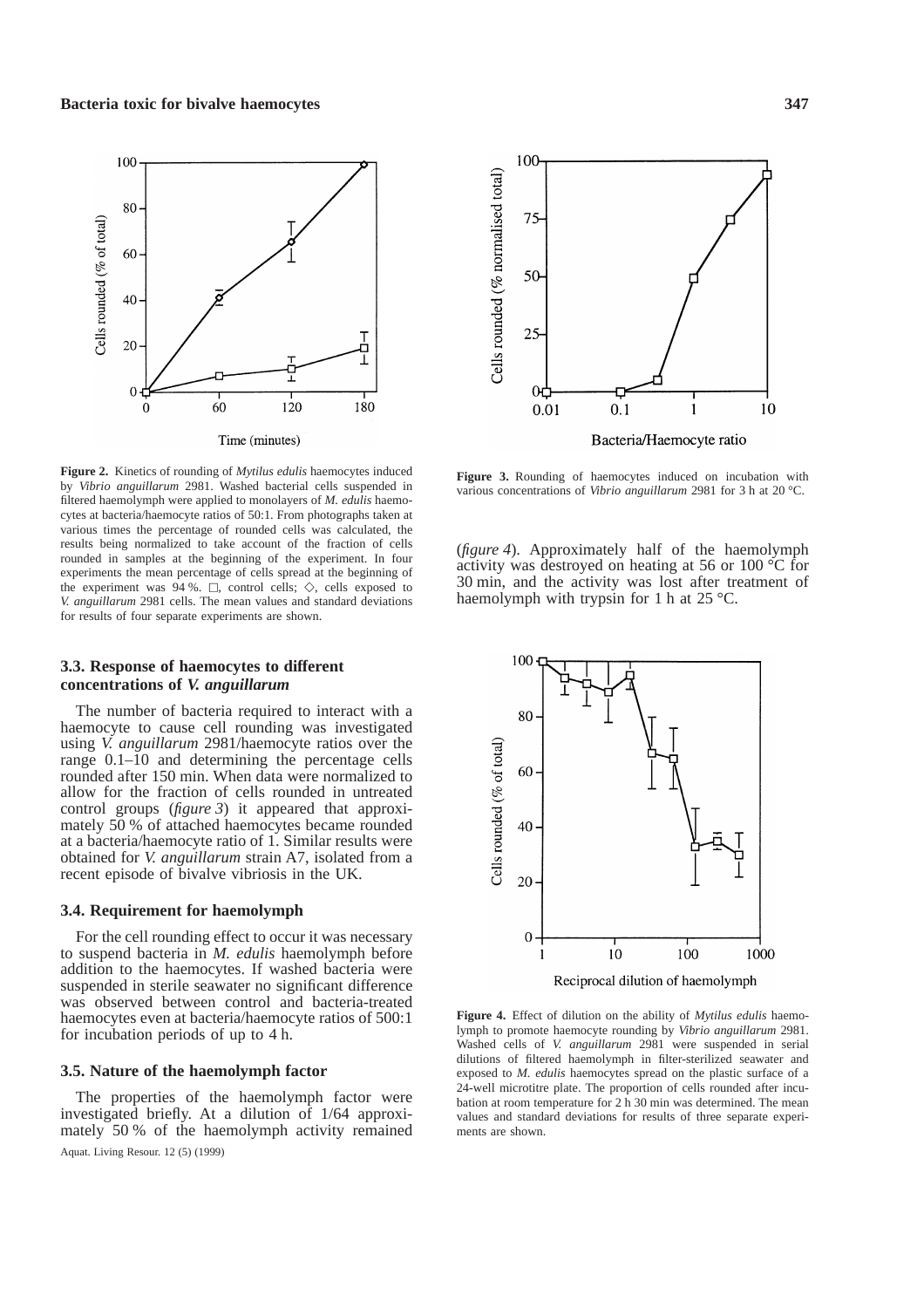**Figure 2.** Kinetics of rounding of *Mytilus edulis* haemocytes induced by *Vibrio anguillarum* 2981. Washed bacterial cells suspended in filtered haemolymph were applied to monolayers of *M. edulis* haemocytes at bacteria/haemocyte ratios of 50:1. From photographs taken at various times the percentage of rounded cells was calculated, the results being normalized to take account of the fraction of cells rounded in samples at the beginning of the experiment. In four experiments the mean percentage of cells spread at the beginning of the experiment was 94 %. □, control cells; ◇, cells exposed to *V. anguillarum* 2981 cells. The mean values and standard deviations for results of four separate experiments are shown.

**Figure 3.** Rounding of haemocytes induced on incubation with various concentrations of *Vibrio anguillarum* 2981 for 3 h at 20 °C.

### 3.3. Response of haemocytes to different concentrations of *V. anguillarum*

The number of bacteria required to interact with a haemocyte to cause cell rounding was investigated using *V. anguillarum* 2981/haemocyte ratios over the range 0.1–10 and determining the percentage cells rounded after 150 min. When data were normalized to allow for the fraction of cells rounded in untreated control groups (*figure 3*) it appeared that approximately 50 % of attached haemocytes became rounded at a bacteria/haemocyte ratio of 1. Similar results were obtained for *V. anguillarum* strain A7, isolated from a recent episode of bivalve vibriosis in the UK.

### 3.4. Requirement for haemolymph

For the cell rounding effect to occur it was necessary to suspend bacteria in *M. edulis* haemolymph before addition to the haemocytes. If washed bacteria were suspended in sterile seawater no significant difference was observed between control and bacteria-treated haemocytes even at bacteria/haemocyte ratios of 500:1 for incubation periods of up to 4 h.

### 3.5. Nature of the haemolymph factor

The properties of the haemolymph factor were investigated briefly. At a dilution of 1/64 approximately 50 % of the haemolymph activity remained (*figure 4*). Approximately half of the haemolymph activity was destroyed on heating at 56 or 100 °C for 30 min, and the activity was lost after treatment of haemolymph with trypsin for 1 h at 25 °C.

**Figure 4.** Effect of dilution on the ability of *Mytilus edulis* haemolymph to promote haemocyte rounding by *Vibrio anguillarum* 2981. Washed cells of *V. anguillarum* 2981 were suspended in serial dilutions of filtered haemolymph in filter-sterilized seawater and exposed to *M. edulis* haemocytes spread on the plastic surface of a 24-well microtitre plate. The proportion of cells rounded after incubation at room temperature for 2 h 30 min was determined. The mean values and standard deviations for results of three separate experiments are shown.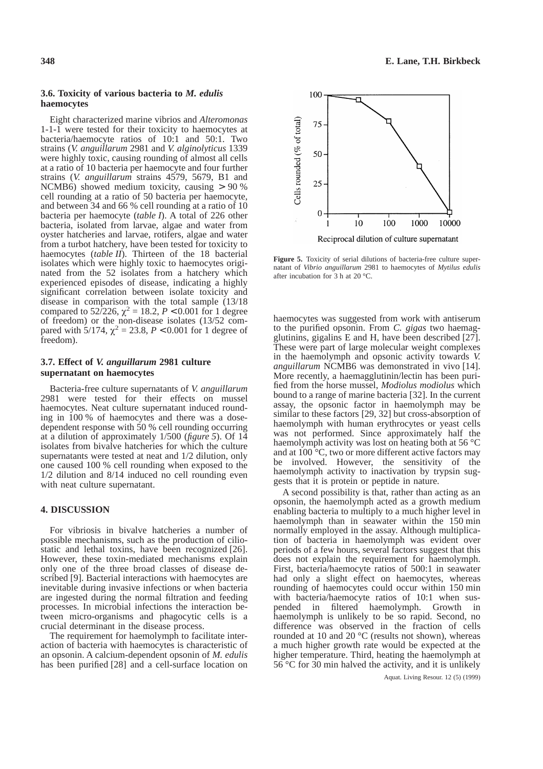### 3.6. Toxicity of various bacteria to *M. edulis* haemocytes

Eight characterized marine vibrios and *Alteromonas* 1-1-1 were tested for their toxicity to haemocytes at bacteria/haemocyte ratios of 10:1 and 50:1. Two strains (*V. anguillarum* 2981 and *V. alginolyticus* 1339 were highly toxic, causing rounding of almost all cells at a ratio of 10 bacteria per haemocyte and four further strains (*V. anguillarum* strains 4579, 5679, B1 and NCMB6) showed medium toxicity, causing > 90 % cell rounding at a ratio of 50 bacteria per haemocyte, and between 34 and 66 % cell rounding at a ratio of 10 bacteria per haemocyte (*table I*). A total of 226 other bacteria, isolated from larvae, algae and water from oyster hatcheries and larvae, rotifers, algae and water from a turbot hatchery, have been tested for toxicity to haemocytes (*table II*). Thirteen of the 18 bacterial isolates which were highly toxic to haemocytes originated from the 52 isolates from a hatchery which experienced episodes of disease, indicating a highly significant correlation between isolate toxicity and disease in comparison with the total sample (13/18 compared to 52/226, $\chi^2 = 18.2$, $P < 0.001$ for 1 degree of freedom) or the non-disease isolates (13/52 compared with 5/174, $\chi^2 = 23.8$, $P < 0.001$ for 1 degree of freedom).

### 3.7. Effect of *V. anguillarum* 2981 culture supernatant on haemocytes

Bacteria-free culture supernatants of *V. anguillarum* 2981 were tested for their effects on mussel haemocytes. Neat culture supernatant induced rounding in 100 % of haemocytes and there was a dose-dependent response with 50 % cell rounding occurring at a dilution of approximately 1/500 (*figure 5*). Of 14 isolates from bivalve hatcheries for which the culture supernatants were tested at neat and 1/2 dilution, only one caused 100 % cell rounding when exposed to the 1/2 dilution and 8/14 induced no cell rounding even with neat culture supernatant.

**Figure 5.** Toxicity of serial dilutions of bacteria-free culture supernatant of *Vibrio anguillarum* 2981 to haemocytes of *Mytilus edulis* after incubation for 3 h at 20 °C.

## 4. DISCUSSION

For vibriosis in bivalve hatcheries a number of possible mechanisms, such as the production of ciliostatic and lethal toxins, have been recognized [26]. However, these toxin-mediated mechanisms explain only one of the three broad classes of disease described [9]. Bacterial interactions with haemocytes are inevitable during invasive infections or when bacteria are ingested during the normal filtration and feeding processes. In microbial infections the interaction between micro-organisms and phagocytic cells is a crucial determinant in the disease process.

The requirement for haemolymph to facilitate interaction of bacteria with haemocytes is characteristic of an opsonin. A calcium-dependent opsonin of *M. edulis* has been purified [28] and a cell-surface location on haemocytes was suggested from work with antiserum to the purified opsonin. From *C. gigas* two haemagglutinins, gigalins E and H, have been described [27]. These were part of large molecular weight complexes in the haemolymph and opsonic activity towards *V. anguillarum* NCMB6 was demonstrated in vivo [14]. More recently, a haemagglutinin/lectin has been purified from the horse mussel, *Modiolus modiolus* which bound to a range of marine bacteria [32]. In the current assay, the opsonic factor in haemolymph may be similar to these factors [29, 32] but cross-absorption of haemolymph with human erythrocytes or yeast cells was not performed. Since approximately half the haemolymph activity was lost on heating both at 56 °C and at 100 °C, two or more different active factors may be involved. However, the sensitivity of the haemolymph activity to inactivation by trypsin suggests that it is protein or peptide in nature.

A second possibility is that, rather than acting as an opsonin, the haemolymph acted as a growth medium enabling bacteria to multiply to a much higher level in haemolymph than in seawater within the 150 min normally employed in the assay. Although multiplication of bacteria in haemolymph was evident over periods of a few hours, several factors suggest that this does not explain the requirement for haemolymph. First, bacteria/haemocyte ratios of 500:1 in seawater had only a slight effect on haemocytes, whereas rounding of haemocytes could occur within 150 min with bacteria/haemocyte ratios of 10:1 when suspended in filtered haemolymph. Growth in haemolymph is unlikely to be so rapid. Second, no difference was observed in the fraction of cells rounded at 10 and 20 °C (results not shown), whereas a much higher growth rate would be expected at the higher temperature. Third, heating the haemolymph at 56 °C for 30 min halved the activity, and it is unlikely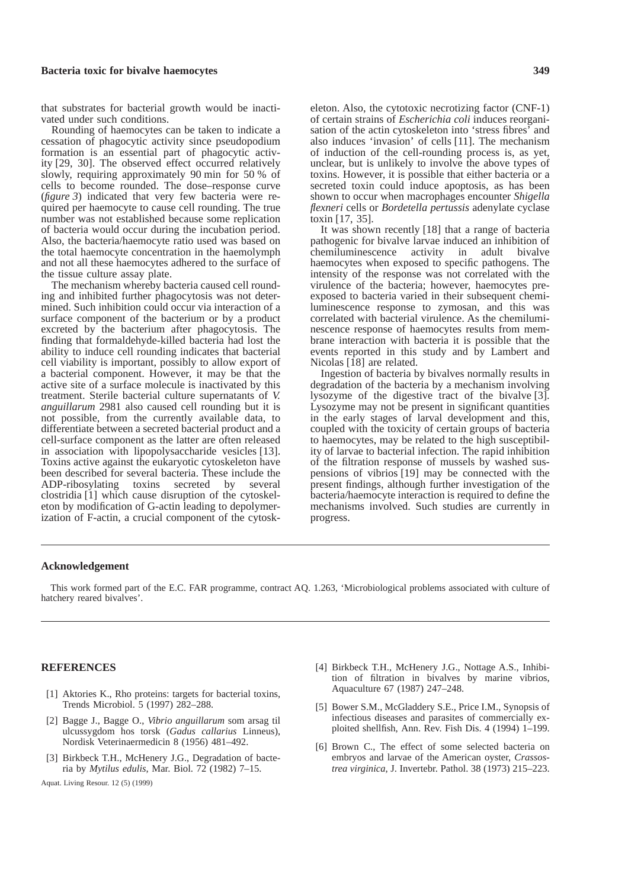that substrates for bacterial growth would be inactivated under such conditions.

Rounding of haemocytes can be taken to indicate a cessation of phagocytic activity since pseudopodium formation is an essential part of phagocytic activity [29, 30]. The observed effect occurred relatively slowly, requiring approximately 90 min for 50 % of cells to become rounded. The dose–response curve (*figure 3*) indicated that very few bacteria were required per haemocyte to cause cell rounding. The true number was not established because some replication of bacteria would occur during the incubation period. Also, the bacteria/haemocyte ratio used was based on the total haemocyte concentration in the haemolymph and not all these haemocytes adhered to the surface of the tissue culture assay plate.

The mechanism whereby bacteria caused cell rounding and inhibited further phagocytosis was not determined. Such inhibition could occur via interaction of a surface component of the bacterium or by a product excreted by the bacterium after phagocytosis. The finding that formaldehyde-killed bacteria had lost the ability to induce cell rounding indicates that bacterial cell viability is important, possibly to allow export of a bacterial component. However, it may be that the active site of a surface molecule is inactivated by this treatment. Sterile bacterial culture supernatants of *V. anguillarum* 2981 also caused cell rounding but it is not possible, from the currently available data, to differentiate between a secreted bacterial product and a cell-surface component as the latter are often released in association with lipopolysaccharide vesicles [13]. Toxins active against the eukaryotic cytoskeleton have been described for several bacteria. These include the ADP-ribosylating toxins secreted by several clostridia [1] which cause disruption of the cytoskeleton by modification of G-actin leading to depolymerization of F-actin, a crucial component of the cytoskeleton. Also, the cytotoxic necrotizing factor (CNF-1) of certain strains of *Escherichia coli* induces reorganisation of the actin cytoskeleton into 'stress fibres' and also induces 'invasion' of cells [11]. The mechanism of induction of the cell-rounding process is, as yet, unclear, but is unlikely to involve the above types of toxins. However, it is possible that either bacteria or a secreted toxin could induce apoptosis, as has been shown to occur when macrophages encounter *Shigella flexneri* cells or *Bordetella pertussis* adenylate cyclase toxin [17, 35].

It was shown recently [18] that a range of bacteria pathogenic for bivalve larvae induced an inhibition of chemiluminescence activity in adult bivalve haemocytes when exposed to specific pathogens. The intensity of the response was not correlated with the virulence of the bacteria; however, haemocytes preexposed to bacteria varied in their subsequent chemiluminescence response to zymosan, and this was correlated with bacterial virulence. As the chemiluminescence response of haemocytes results from membrane interaction with bacteria it is possible that the events reported in this study and by Lambert and Nicolas [18] are related.

Ingestion of bacteria by bivalves normally results in degradation of the bacteria by a mechanism involving lysozyme of the digestive tract of the bivalve [3]. Lysozyme may not be present in significant quantities in the early stages of larval development and this, coupled with the toxicity of certain groups of bacteria to haemocytes, may be related to the high susceptibility of larvae to bacterial infection. The rapid inhibition of the filtration response of mussels by washed suspensions of vibrios [19] may be connected with the present findings, although further investigation of the bacteria/haemocyte interaction is required to define the mechanisms involved. Such studies are currently in progress.

## Acknowledgement

This work formed part of the E.C. FAR programme, contract AQ. 1.263, 'Microbiological problems associated with culture of hatchery reared bivalves'.

## REFERENCES

[1] Aktories K., Rho proteins: targets for bacterial toxins, Trends Microbiol. 5 (1997) 282–288.

[2] Bagge J., Bagge O., *Vibrio anguillarum* som arsag til ulcussygdom hos torsk (*Gadus callarius* Linneus), Nordisk Veterinaermedicin 8 (1956) 481–492.

[3] Birkbeck T.H., McHenery J.G., Degradation of bacteria by *Mytilus edulis*, Mar. Biol. 72 (1982) 7–15.

[4] Birkbeck T.H., McHenery J.G., Nottage A.S., Inhibition of filtration in bivalves by marine vibrios, Aquaculture 67 (1987) 247–248.

[5] Bower S.M., McGladdery S.E., Price I.M., Synopsis of infectious diseases and parasites of commercially exploited shellfish, Ann. Rev. Fish Dis. 4 (1994) 1–199.

[6] Brown C., The effect of some selected bacteria on embryos and larvae of the American oyster, *Crassostrea virginica*, J. Invertebr. Pathol. 38 (1973) 215–223.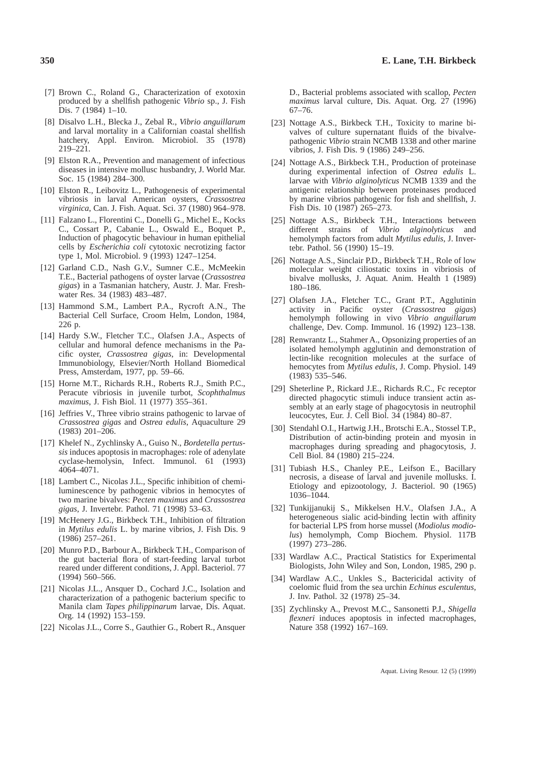[7] Brown C., Roland G., Characterization of exotoxin produced by a shellfish pathogenic *Vibrio* sp., J. Fish Dis. 7 (1984) 1–10.

[8] Disalvo L.H., Blecka J., Zebal R., *Vibrio anguillarum* and larval mortality in a Californian coastal shellfish hatchery, Appl. Environ. Microbiol. 35 (1978) 219–221.

[9] Elston R.A., Prevention and management of infectious diseases in intensive mollusc husbandry, J. World Mar. Soc. 15 (1984) 284–300.

[10] Elston R., Leibovitz L., Pathogenesis of experimental vibriosis in larval American oysters, *Crassostrea virginica*, Can. J. Fish. Aquat. Sci. 37 (1980) 964–978.

[11] Falzano L., Florentini C., Donelli G., Michel E., Kocks C., Cossart P., Cabanie L., Oswald E., Boquet P., Induction of phagocytic behaviour in human epithelial cells by *Escherichia coli* cytotoxic necrotizing factor type 1, Mol. Microbiol. 9 (1993) 1247–1254.

[12] Garland C.D., Nash G.V., Sumner C.E., McMeekin T.E., Bacterial pathogens of oyster larvae (*Crassostrea gigas*) in a Tasmanian hatchery, Austr. J. Mar. Freshwater Res. 34 (1983) 483–487.

[13] Hammond S.M., Lambert P.A., Rycroft A.N., The Bacterial Cell Surface, Croom Helm, London, 1984, 226 p.

[14] Hardy S.W., Fletcher T.C., Olafsen J.A., Aspects of cellular and humoral defence mechanisms in the Pacific oyster, *Crassostrea gigas*, in: Developmental Immunobiology, Elsevier/North Holland Biomedical Press, Amsterdam, 1977, pp. 59–66.

[15] Horne M.T., Richards R.H., Roberts R.J., Smith P.C., Peracute vibriosis in juvenile turbot, *Scophthalmus maximus*, J. Fish Biol. 11 (1977) 355–361.

[16] Jeffries V., Three vibrio strains pathogenic to larvae of *Crassostrea gigas* and *Ostrea edulis*, Aquaculture 29 (1983) 201–206.

[17] Khelef N., Zychlinsky A., Guiso N., *Bordetella pertussis* induces apoptosis in macrophages: role of adenylate cyclase-hemolysin, Infect. Immunol. 61 (1993) 4064–4071.

[18] Lambert C., Nicolas J.L., Specific inhibition of chemiluminescence by pathogenic vibrios in hemocytes of two marine bivalves: *Pecten maximus* and *Crassostrea gigas*, J. Invertebr. Pathol. 71 (1998) 53–63.

[19] McHenery J.G., Birkbeck T.H., Inhibition of filtration in *Mytilus edulis* L. by marine vibrios, J. Fish Dis. 9 (1986) 257–261.

[20] Munro P.D., Barbour A., Birkbeck T.H., Comparison of the gut bacterial flora of start-feeding larval turbot reared under different conditions, J. Appl. Bacteriol. 77 (1994) 560–566.

[21] Nicolas J.L., Ansquer D., Cochard J.C., Isolation and characterization of a pathogenic bacterium specific to Manila clam *Tapes philippinarum* larvae, Dis. Aquat. Org. 14 (1992) 153–159.

[22] Nicolas J.L., Corre S., Gauthier G., Robert R., Ansquer D., Bacterial problems associated with scallop, *Pecten maximus* larval culture, Dis. Aquat. Org. 27 (1996) 67–76.

[23] Nottage A.S., Birkbeck T.H., Toxicity to marine bivalves of culture supernatant fluids of the bivalve-pathogenic *Vibrio* strain NCMB 1338 and other marine vibrios, J. Fish Dis. 9 (1986) 249–256.

[24] Nottage A.S., Birkbeck T.H., Production of proteinase during experimental infection of *Ostrea edulis* L. larvae with *Vibrio alginolyticus* NCMB 1339 and the antigenic relationship between proteinases produced by marine vibrios pathogenic for fish and shellfish, J. Fish Dis. 10 (1987) 265–273.

[25] Nottage A.S., Birkbeck T.H., Interactions between different strains of *Vibrio alginolyticus* and hemolymph factors from adult *Mytilus edulis*, J. Invertebr. Pathol. 56 (1990) 15–19.

[26] Nottage A.S., Sinclair P.D., Birkbeck T.H., Role of low molecular weight ciliostatic toxins in vibriosis of bivalve mollusks, J. Aquat. Anim. Health 1 (1989) 180–186.

[27] Olafsen J.A., Fletcher T.C., Grant P.T., Agglutinin activity in Pacific oyster (*Crassostrea gigas*) hemolymph following in vivo *Vibrio anguillarum* challenge, Dev. Comp. Immunol. 16 (1992) 123–138.

[28] Renwrantz L., Stahmer A., Opsonizing properties of an isolated hemolymph agglutinin and demonstration of lectin-like recognition molecules at the surface of hemocytes from *Mytilus edulis*, J. Comp. Physiol. 149 (1983) 535–546.

[29] Sheterline P., Rickard J.E., Richards R.C., Fc receptor directed phagocytic stimuli induce transient actin assembly at an early stage of phagocytosis in neutrophil leucocytes, Eur. J. Cell Biol. 34 (1984) 80–87.

[30] Stendahl O.I., Hartwig J.H., Brotschi E.A., Stossel T.P., Distribution of actin-binding protein and myosin in macrophages during spreading and phagocytosis, J. Cell Biol. 84 (1980) 215–224.

[31] Tubiash H.S., Chanley P.E., Leifson E., Bacillary necrosis, a disease of larval and juvenile mollusks. I. Etiology and epizootology, J. Bacteriol. 90 (1965) 1036–1044.

[32] Tunkijjanukij S., Mikkelsen H.V., Olafsen J.A., A heterogeneous sialic acid-binding lectin with affinity for bacterial LPS from horse mussel (*Modiolus modiolus*) hemolymph, Comp Biochem. Physiol. 117B (1997) 273–286.

[33] Wardlaw A.C., Practical Statistics for Experimental Biologists, John Wiley and Son, London, 1985, 290 p.

[34] Wardlaw A.C., Unkles S., Bactericidal activity of coelomic fluid from the sea urchin *Echinus esculentus*, J. Inv. Pathol. 32 (1978) 25–34.

[35] Zychlinsky A., Prevost M.C., Sansonetti P.J., *Shigella flexneri* induces apoptosis in infected macrophages, Nature 358 (1992) 167–169.